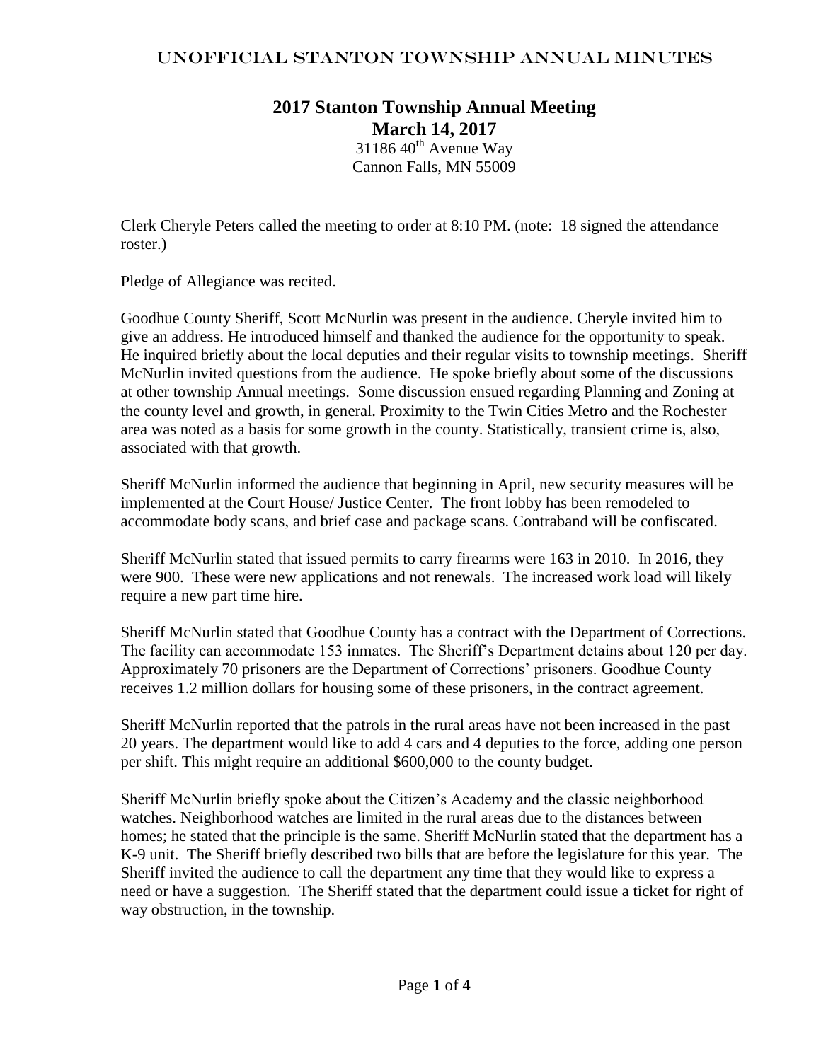# 2017 Stanton Township Annual Meeting

## March 14, 2017

31186 40th Avenue Way
Cannon Falls, MN 55009

Clerk Cheryle Peters called the meeting to order at 8:10 PM. (note: 18 signed the attendance roster.)

Pledge of Allegiance was recited.

Goodhue County Sheriff, Scott McNurlin was present in the audience. Cheryle invited him to give an address. He introduced himself and thanked the audience for the opportunity to speak. He inquired briefly about the local deputies and their regular visits to township meetings. Sheriff McNurlin invited questions from the audience. He spoke briefly about some of the discussions at other township Annual meetings. Some discussion ensued regarding Planning and Zoning at the county level and growth, in general. Proximity to the Twin Cities Metro and the Rochester area was noted as a basis for some growth in the county. Statistically, transient crime is, also, associated with that growth.

Sheriff McNurlin informed the audience that beginning in April, new security measures will be implemented at the Court House/ Justice Center. The front lobby has been remodeled to accommodate body scans, and brief case and package scans. Contraband will be confiscated.

Sheriff McNurlin stated that issued permits to carry firearms were 163 in 2010. In 2016, they were 900. These were new applications and not renewals. The increased work load will likely require a new part time hire.

Sheriff McNurlin stated that Goodhue County has a contract with the Department of Corrections. The facility can accommodate 153 inmates. The Sheriff's Department detains about 120 per day. Approximately 70 prisoners are the Department of Corrections' prisoners. Goodhue County receives 1.2 million dollars for housing some of these prisoners, in the contract agreement.

Sheriff McNurlin reported that the patrols in the rural areas have not been increased in the past 20 years. The department would like to add 4 cars and 4 deputies to the force, adding one person per shift. This might require an additional $600,000 to the county budget.

Sheriff McNurlin briefly spoke about the Citizen's Academy and the classic neighborhood watches. Neighborhood watches are limited in the rural areas due to the distances between homes; he stated that the principle is the same. Sheriff McNurlin stated that the department has a K-9 unit. The Sheriff briefly described two bills that are before the legislature for this year. The Sheriff invited the audience to call the department any time that they would like to express a need or have a suggestion. The Sheriff stated that the department could issue a ticket for right of way obstruction, in the township.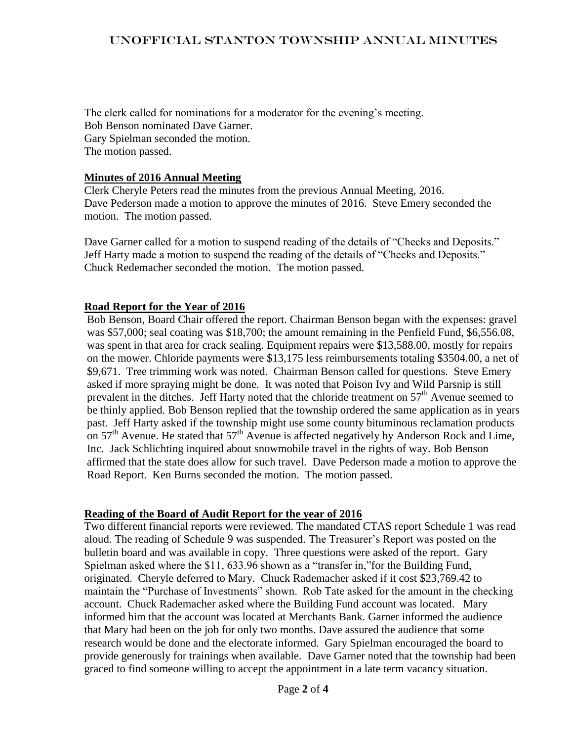The clerk called for nominations for a moderator for the evening's meeting.
Bob Benson nominated Dave Garner.
Gary Spielman seconded the motion.
The motion passed.

**Minutes of 2016 Annual Meeting**

Clerk Cheryle Peters read the minutes from the previous Annual Meeting, 2016.
Dave Pederson made a motion to approve the minutes of 2016. Steve Emery seconded the motion. The motion passed.

Dave Garner called for a motion to suspend reading of the details of "Checks and Deposits." Jeff Harty made a motion to suspend the reading of the details of "Checks and Deposits." Chuck Redemacher seconded the motion. The motion passed.

**Road Report for the Year of 2016**

Bob Benson, Board Chair offered the report. Chairman Benson began with the expenses: gravel was \$57,000; seal coating was \$18,700; the amount remaining in the Penfield Fund, \$6,556.08, was spent in that area for crack sealing. Equipment repairs were \$13,588.00, mostly for repairs on the mower. Chloride payments were \$13,175 less reimbursements totaling \$3504.00, a net of \$9,671. Tree trimming work was noted. Chairman Benson called for questions. Steve Emery asked if more spraying might be done. It was noted that Poison Ivy and Wild Parsnip is still prevalent in the ditches. Jeff Harty noted that the chloride treatment on 57th Avenue seemed to be thinly applied. Bob Benson replied that the township ordered the same application as in years past. Jeff Harty asked if the township might use some county bituminous reclamation products on 57th Avenue. He stated that 57th Avenue is affected negatively by Anderson Rock and Lime, Inc. Jack Schlichting inquired about snowmobile travel in the rights of way. Bob Benson affirmed that the state does allow for such travel. Dave Pederson made a motion to approve the Road Report. Ken Burns seconded the motion. The motion passed.

**Reading of the Board of Audit Report for the year of 2016**

Two different financial reports were reviewed. The mandated CTAS report Schedule 1 was read aloud. The reading of Schedule 9 was suspended. The Treasurer's Report was posted on the bulletin board and was available in copy. Three questions were asked of the report. Gary Spielman asked where the \$11, 633.96 shown as a "transfer in,"for the Building Fund, originated. Cheryle deferred to Mary. Chuck Rademacher asked if it cost \$23,769.42 to maintain the "Purchase of Investments" shown. Rob Tate asked for the amount in the checking account. Chuck Rademacher asked where the Building Fund account was located. Mary informed him that the account was located at Merchants Bank. Garner informed the audience that Mary had been on the job for only two months. Dave assured the audience that some research would be done and the electorate informed. Gary Spielman encouraged the board to provide generously for trainings when available. Dave Garner noted that the township had been graced to find someone willing to accept the appointment in a late term vacancy situation.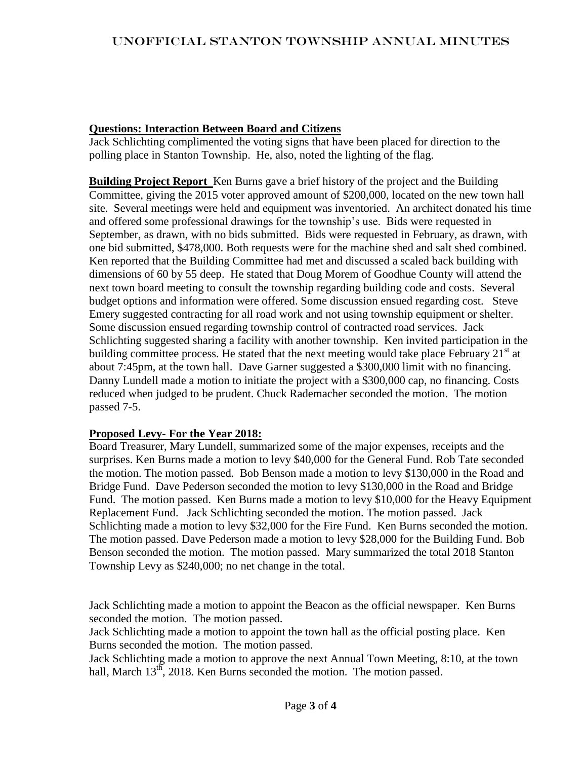**Questions: Interaction Between Board and Citizens**

Jack Schlichting complimented the voting signs that have been placed for direction to the polling place in Stanton Township. He, also, noted the lighting of the flag.

**Building Project Report** Ken Burns gave a brief history of the project and the Building Committee, giving the 2015 voter approved amount of \$200,000, located on the new town hall site. Several meetings were held and equipment was inventoried. An architect donated his time and offered some professional drawings for the township's use. Bids were requested in September, as drawn, with no bids submitted. Bids were requested in February, as drawn, with one bid submitted, \$478,000. Both requests were for the machine shed and salt shed combined. Ken reported that the Building Committee had met and discussed a scaled back building with dimensions of 60 by 55 deep. He stated that Doug Morem of Goodhue County will attend the next town board meeting to consult the township regarding building code and costs. Several budget options and information were offered. Some discussion ensued regarding cost. Steve Emery suggested contracting for all road work and not using township equipment or shelter. Some discussion ensued regarding township control of contracted road services. Jack Schlichting suggested sharing a facility with another township. Ken invited participation in the building committee process. He stated that the next meeting would take place February 21st at about 7:45pm, at the town hall. Dave Garner suggested a \$300,000 limit with no financing. Danny Lundell made a motion to initiate the project with a \$300,000 cap, no financing. Costs reduced when judged to be prudent. Chuck Rademacher seconded the motion. The motion passed 7-5.

**Proposed Levy- For the Year 2018:**

Board Treasurer, Mary Lundell, summarized some of the major expenses, receipts and the surprises. Ken Burns made a motion to levy \$40,000 for the General Fund. Rob Tate seconded the motion. The motion passed. Bob Benson made a motion to levy \$130,000 in the Road and Bridge Fund. Dave Pederson seconded the motion to levy \$130,000 in the Road and Bridge Fund. The motion passed. Ken Burns made a motion to levy \$10,000 for the Heavy Equipment Replacement Fund. Jack Schlichting seconded the motion. The motion passed. Jack Schlichting made a motion to levy \$32,000 for the Fire Fund. Ken Burns seconded the motion. The motion passed. Dave Pederson made a motion to levy \$28,000 for the Building Fund. Bob Benson seconded the motion. The motion passed. Mary summarized the total 2018 Stanton Township Levy as \$240,000; no net change in the total.

Jack Schlichting made a motion to appoint the Beacon as the official newspaper. Ken Burns seconded the motion. The motion passed.

Jack Schlichting made a motion to appoint the town hall as the official posting place. Ken Burns seconded the motion. The motion passed.

Jack Schlichting made a motion to approve the next Annual Town Meeting, 8:10, at the town hall, March 13th, 2018. Ken Burns seconded the motion. The motion passed.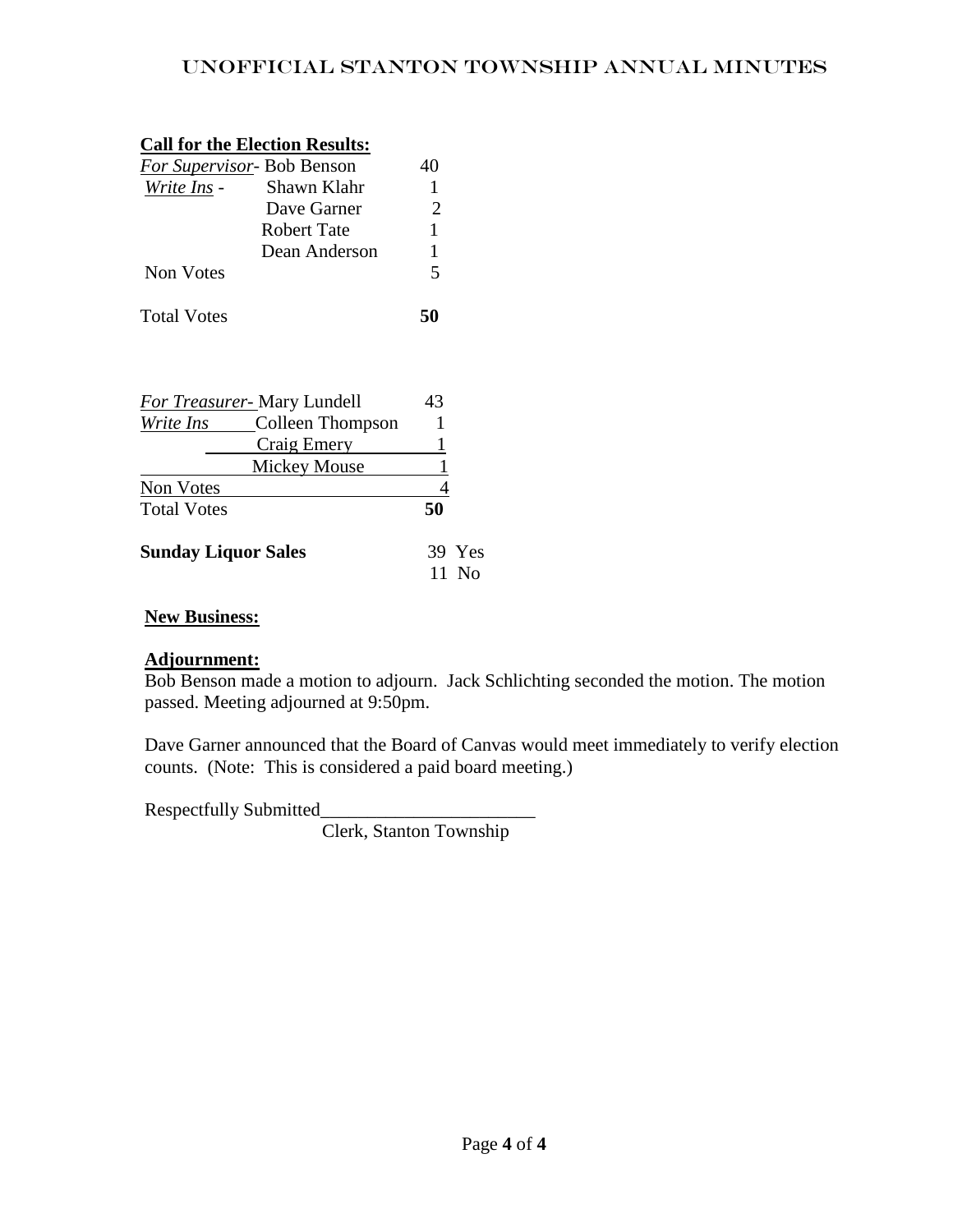**Call for the Election Results:**

| | | |
|---|---|---|
| *For Supervisor*- Bob Benson | | 40 |
| *Write Ins* - | Shawn Klahr | 1 |
| | Dave Garner | 2 |
| | Robert Tate | 1 |
| | Dean Anderson | 1 |
| Non Votes | | 5 |
| Total Votes | | **50** |

| | | |
|---|---|---|
| *For Treasurer*- Mary Lundell | | 43 |
| *Write Ins* | Colleen Thompson | 1 |
| | Craig Emery | 1 |
| | Mickey Mouse | 1 |
| Non Votes | | 4 |
| Total Votes | | **50** |

| | |
|---|---|
| **Sunday Liquor Sales** | 39 Yes |
| | 11 No |

**New Business:**

**Adjournment:**

Bob Benson made a motion to adjourn. Jack Schlichting seconded the motion. The motion passed. Meeting adjourned at 9:50pm.

Dave Garner announced that the Board of Canvas would meet immediately to verify election counts. (Note: This is considered a paid board meeting.)

Respectfully Submitted_______________________

Clerk, Stanton Township